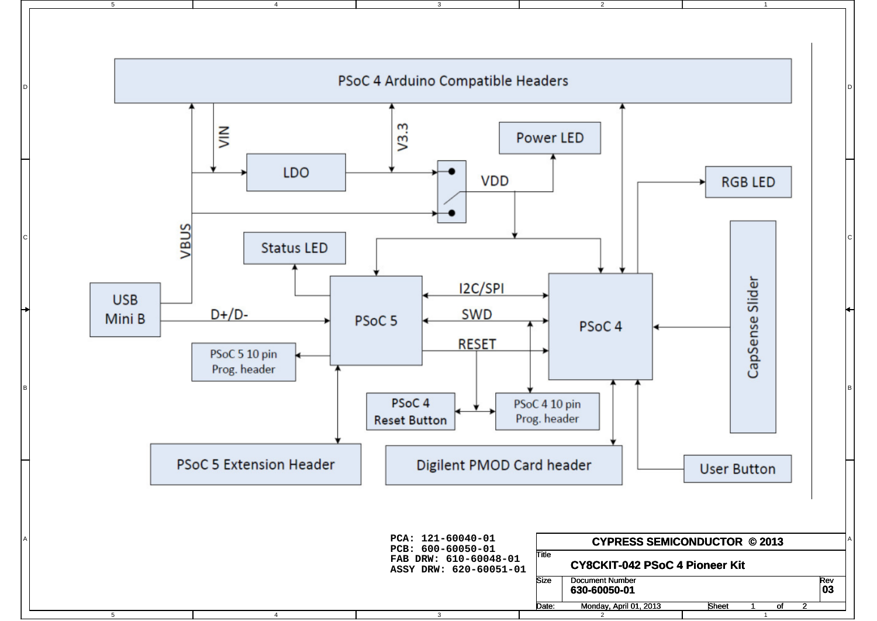PSoC 4 Arduino Compatible Headers

VIN

V3.3

Power LED

LDO

VDD

RGB LED

VBUS

Status LED

CapSense Slider

USB Mini B

D+/D-

I2C/SPI

SWD

RESET

PSoC 5

PSoC 4

PSoC 5 10 pin Prog. header

PSoC 4 Reset Button

PSoC 4 10 pin Prog. header

PSoC 5 Extension Header

Digilent PMOD Card header

User Button

```
PCA: 121-60040-01
PCB: 600-60050-01
FAB DRW: 610-60048-01
ASSY DRW: 620-60051-01
```

| CYPRESS SEMICONDUCTOR © 2013 | | |
|---|---|---|
| Title | CY8CKIT-042 PSoC 4 Pioneer Kit | |
| Size | Document Number 630-60050-01 | Rev 03 |
| Date: | Monday, April 01, 2013 | Sheet 1 of 2 |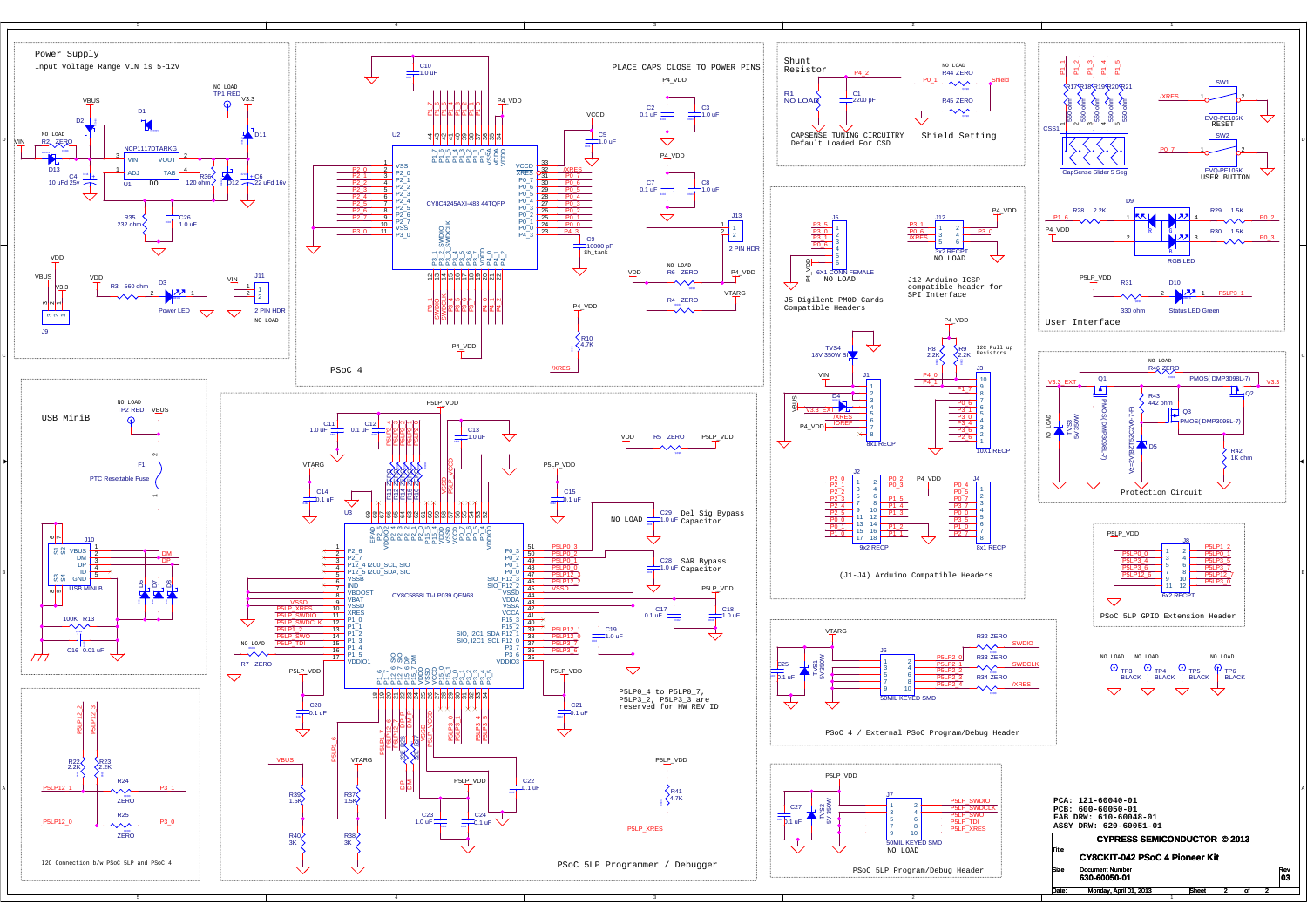## Power Supply

Input Voltage Range VIN is 5-12V

## PSoC 4

PLACE CAPS CLOSE TO POWER PINS

## Shunt Resistor

CAPSENSE TUNING CIRCUITRY
Default Loaded For CSD

Shield Setting

## USB MiniB

## PSoC 5LP Programmer / Debugger

P5LP0_4 to P5LP0_7, P5LP3_2, P5LP3_3 are reserved for HW REV ID

Del Sig Bypass Capacitor

SAR Bypass Capacitor

## I2C Connection b/w PSoC 5LP and PSoC 4

## J5 Digilent PMOD Cards Compatible Headers

J12 Arduino ICSP compatible header for SPI Interface

I2C Pull up Resistors

(J1-J4) Arduino Compatible Headers

## User Interface

RESET

USER BUTTON

RGB LED

Status LED Green

## Protection Circuit

PSoC 5LP GPIO Extension Header

PSoC 4 / External PSoC Program/Debug Header

PSoC 5LP Program/Debug Header

PCA: 121-60040-01
PCB: 600-60050-01
FAB DRW: 610-60048-01
ASSY DRW: 620-60051-01

| | | |
|---|---|---|
| CYPRESS SEMICONDUCTOR © 2013 | | |
| Title | CY8CKIT-042 PSoC 4 Pioneer Kit | |
| Size | Document Number: 630-60050-01 | Rev: 03 |
| Date: Monday, April 01, 2013 | Sheet 2 of 2 | |